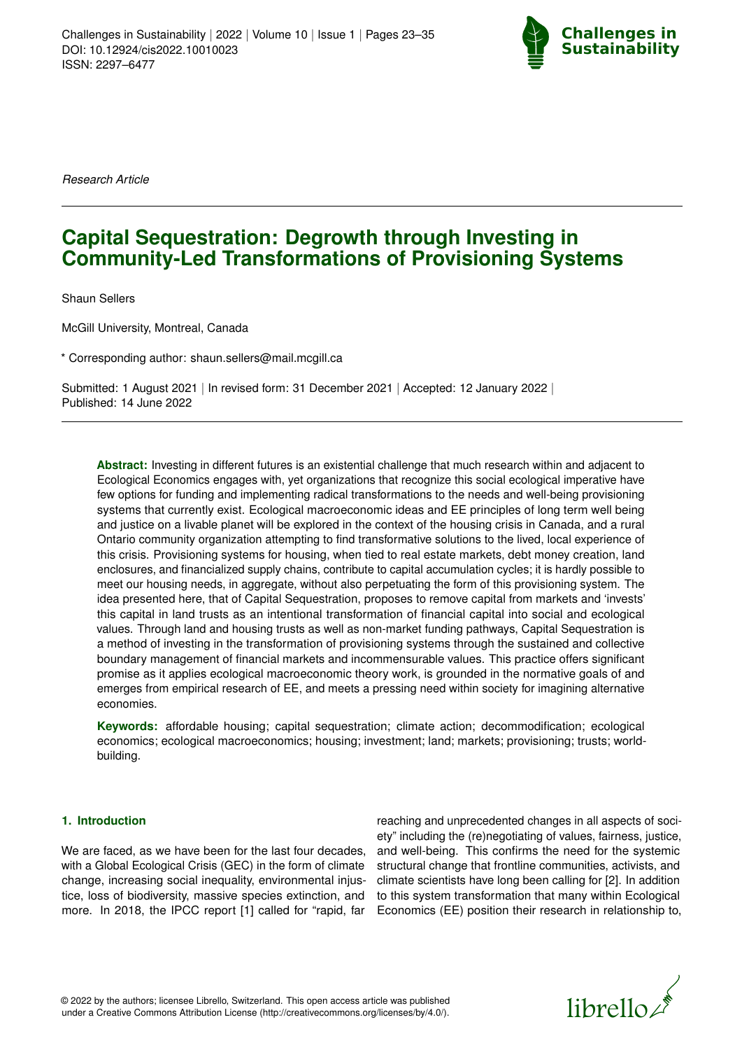*Research Article*

# Capital Sequestration: Degrowth through Investing in Community-Led Transformations of Provisioning Systems

Shaun Sellers

McGill University, Montreal, Canada

\* Corresponding author: shaun.sellers@mail.mcgill.ca

Submitted: 1 August 2021 | In revised form: 31 December 2021 | Accepted: 12 January 2022 | Published: 14 June 2022

**Abstract:** Investing in different futures is an existential challenge that much research within and adjacent to Ecological Economics engages with, yet organizations that recognize this social ecological imperative have few options for funding and implementing radical transformations to the needs and well-being provisioning systems that currently exist. Ecological macroeconomic ideas and EE principles of long term well being and justice on a livable planet will be explored in the context of the housing crisis in Canada, and a rural Ontario community organization attempting to find transformative solutions to the lived, local experience of this crisis. Provisioning systems for housing, when tied to real estate markets, debt money creation, land enclosures, and financialized supply chains, contribute to capital accumulation cycles; it is hardly possible to meet our housing needs, in aggregate, without also perpetuating the form of this provisioning system. The idea presented here, that of Capital Sequestration, proposes to remove capital from markets and 'invests' this capital in land trusts as an intentional transformation of financial capital into social and ecological values. Through land and housing trusts as well as non-market funding pathways, Capital Sequestration is a method of investing in the transformation of provisioning systems through the sustained and collective boundary management of financial markets and incommensurable values. This practice offers significant promise as it applies ecological macroeconomic theory work, is grounded in the normative goals of and emerges from empirical research of EE, and meets a pressing need within society for imagining alternative economies.

**Keywords:** affordable housing; capital sequestration; climate action; decommodification; ecological economics; ecological macroeconomics; housing; investment; land; markets; provisioning; trusts; world-building.

## 1. Introduction

We are faced, as we have been for the last four decades, with a Global Ecological Crisis (GEC) in the form of climate change, increasing social inequality, environmental injustice, loss of biodiversity, massive species extinction, and more. In 2018, the IPCC report [1] called for "rapid, far reaching and unprecedented changes in all aspects of society" including the (re)negotiating of values, fairness, justice, and well-being. This confirms the need for the systemic structural change that frontline communities, activists, and climate scientists have long been calling for [2]. In addition to this system transformation that many within Ecological Economics (EE) position their research in relationship to,

© 2022 by the authors; licensee Librello, Switzerland. This open access article was published under a Creative Commons Attribution License (http://creativecommons.org/licenses/by/4.0/).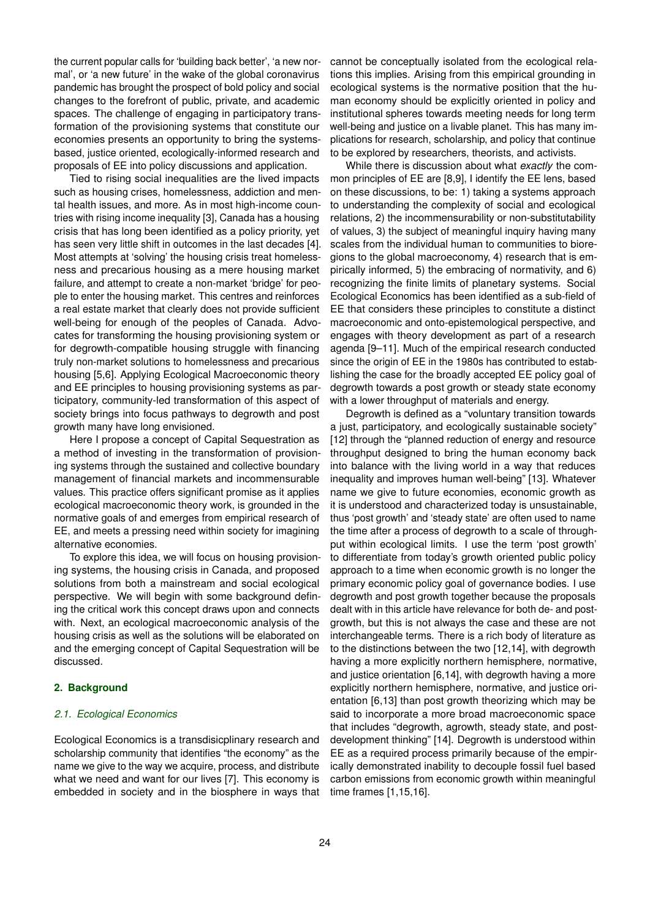the current popular calls for 'building back better', 'a new normal', or 'a new future' in the wake of the global coronavirus pandemic has brought the prospect of bold policy and social changes to the forefront of public, private, and academic spaces. The challenge of engaging in participatory transformation of the provisioning systems that constitute our economies presents an opportunity to bring the systems-based, justice oriented, ecologically-informed research and proposals of EE into policy discussions and application.

Tied to rising social inequalities are the lived impacts such as housing crises, homelessness, addiction and mental health issues, and more. As in most high-income countries with rising income inequality [3], Canada has a housing crisis that has long been identified as a policy priority, yet has seen very little shift in outcomes in the last decades [4]. Most attempts at 'solving' the housing crisis treat homelessness and precarious housing as a mere housing market failure, and attempt to create a non-market 'bridge' for people to enter the housing market. This centres and reinforces a real estate market that clearly does not provide sufficient well-being for enough of the peoples of Canada. Advocates for transforming the housing provisioning system or for degrowth-compatible housing struggle with financing truly non-market solutions to homelessness and precarious housing [5,6]. Applying Ecological Macroeconomic theory and EE principles to housing provisioning systems as participatory, community-led transformation of this aspect of society brings into focus pathways to degrowth and post growth many have long envisioned.

Here I propose a concept of Capital Sequestration as a method of investing in the transformation of provisioning systems through the sustained and collective boundary management of financial markets and incommensurable values. This practice offers significant promise as it applies ecological macroeconomic theory work, is grounded in the normative goals of and emerges from empirical research of EE, and meets a pressing need within society for imagining alternative economies.

To explore this idea, we will focus on housing provisioning systems, the housing crisis in Canada, and proposed solutions from both a mainstream and social ecological perspective. We will begin with some background defining the critical work this concept draws upon and connects with. Next, an ecological macroeconomic analysis of the housing crisis as well as the solutions will be elaborated on and the emerging concept of Capital Sequestration will be discussed.

## 2. Background

### 2.1. Ecological Economics

Ecological Economics is a transdisicplinary research and scholarship community that identifies "the economy" as the name we give to the way we acquire, process, and distribute what we need and want for our lives [7]. This economy is embedded in society and in the biosphere in ways that cannot be conceptually isolated from the ecological relations this implies. Arising from this empirical grounding in ecological systems is the normative position that the human economy should be explicitly oriented in policy and institutional spheres towards meeting needs for long term well-being and justice on a livable planet. This has many implications for research, scholarship, and policy that continue to be explored by researchers, theorists, and activists.

While there is discussion about what *exactly* the common principles of EE are [8,9], I identify the EE lens, based on these discussions, to be: 1) taking a systems approach to understanding the complexity of social and ecological relations, 2) the incommensurability or non-substitutability of values, 3) the subject of meaningful inquiry having many scales from the individual human to communities to bioregions to the global macroeconomy, 4) research that is empirically informed, 5) the embracing of normativity, and 6) recognizing the finite limits of planetary systems. Social Ecological Economics has been identified as a sub-field of EE that considers these principles to constitute a distinct macroeconomic and onto-epistemological perspective, and engages with theory development as part of a research agenda [9–11]. Much of the empirical research conducted since the origin of EE in the 1980s has contributed to establishing the case for the broadly accepted EE policy goal of degrowth towards a post growth or steady state economy with a lower throughput of materials and energy.

Degrowth is defined as a "voluntary transition towards a just, participatory, and ecologically sustainable society" [12] through the "planned reduction of energy and resource throughput designed to bring the human economy back into balance with the living world in a way that reduces inequality and improves human well-being" [13]. Whatever name we give to future economies, economic growth as it is understood and characterized today is unsustainable, thus 'post growth' and 'steady state' are often used to name the time after a process of degrowth to a scale of throughput within ecological limits. I use the term 'post growth' to differentiate from today's growth oriented public policy approach to a time when economic growth is no longer the primary economic policy goal of governance bodies. I use degrowth and post growth together because the proposals dealt with in this article have relevance for both de- and post-growth, but this is not always the case and these are not interchangeable terms. There is a rich body of literature as to the distinctions between the two [12,14], with degrowth having a more explicitly northern hemisphere, normative, and justice orientation [6,14], with degrowth having a more explicitly northern hemisphere, normative, and justice orientation [6,13] than post growth theorizing which may be said to incorporate a more broad macroeconomic space that includes "degrowth, agrowth, steady state, and post-development thinking" [14]. Degrowth is understood within EE as a required process primarily because of the empirically demonstrated inability to decouple fossil fuel based carbon emissions from economic growth within meaningful time frames [1,15,16].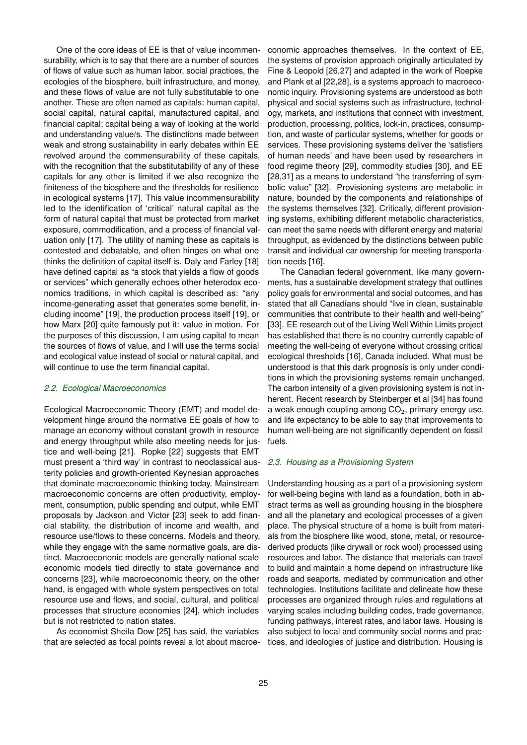One of the core ideas of EE is that of value incommensurability, which is to say that there are a number of sources of flows of value such as human labor, social practices, the ecologies of the biosphere, built infrastructure, and money, and these flows of value are not fully substitutable to one another. These are often named as capitals: human capital, social capital, natural capital, manufactured capital, and financial capital; capital being a way of looking at the world and understanding value/s. The distinctions made between weak and strong sustainability in early debates within EE revolved around the commensurability of these capitals, with the recognition that the substitutability of any of these capitals for any other is limited if we also recognize the finiteness of the biosphere and the thresholds for resilience in ecological systems [17]. This value incommensurability led to the identification of 'critical' natural capital as the form of natural capital that must be protected from market exposure, commodification, and a process of financial valuation only [17]. The utility of naming these as capitals is contested and debatable, and often hinges on what one thinks the definition of capital itself is. Daly and Farley [18] have defined capital as "a stock that yields a flow of goods or services" which generally echoes other heterodox economics traditions, in which capital is described as: "any income-generating asset that generates some benefit, including income" [19], the production process itself [19], or how Marx [20] quite famously put it: value in motion. For the purposes of this discussion, I am using capital to mean the sources of flows of value, and I will use the terms social and ecological value instead of social or natural capital, and will continue to use the term financial capital.

### *2.2. Ecological Macroeconomics*

Ecological Macroeconomic Theory (EMT) and model development hinge around the normative EE goals of how to manage an economy without constant growth in resource and energy throughput while also meeting needs for justice and well-being [21]. Ropke [22] suggests that EMT must present a 'third way' in contrast to neoclassical austerity policies and growth-oriented Keynesian approaches that dominate macroeconomic thinking today. Mainstream macroeconomic concerns are often productivity, employment, consumption, public spending and output, while EMT proposals by Jackson and Victor [23] seek to add financial stability, the distribution of income and wealth, and resource use/flows to these concerns. Models and theory, while they engage with the same normative goals, are distinct. Macroecononic models are generally national scale economic models tied directly to state governance and concerns [23], while macroeconomic theory, on the other hand, is engaged with whole system perspectives on total resource use and flows, and social, cultural, and political processes that structure economies [24], which includes but is not restricted to nation states.

As economist Sheila Dow [25] has said, the variables that are selected as focal points reveal a lot about macroeconomic approaches themselves. In the context of EE, the systems of provision approach originally articulated by Fine & Leopold [26,27] and adapted in the work of Roepke and Plank et al [22,28], is a systems approach to macroeconomic inquiry. Provisioning systems are understood as both physical and social systems such as infrastructure, technology, markets, and institutions that connect with investment, production, processing, politics, lock-in, practices, consumption, and waste of particular systems, whether for goods or services. These provisioning systems deliver the 'satisfiers of human needs' and have been used by researchers in food regime theory [29], commodity studies [30], and EE [28,31] as a means to understand "the transferring of symbolic value" [32]. Provisioning systems are metabolic in nature, bounded by the components and relationships of the systems themselves [32]. Critically, different provisioning systems, exhibiting different metabolic characteristics, can meet the same needs with different energy and material throughput, as evidenced by the distinctions between public transit and individual car ownership for meeting transportation needs [16].

The Canadian federal government, like many governments, has a sustainable development strategy that outlines policy goals for environmental and social outcomes, and has stated that all Canadians should "live in clean, sustainable communities that contribute to their health and well-being" [33]. EE research out of the Living Well Within Limits project has established that there is no country currently capable of meeting the well-being of everyone without crossing critical ecological thresholds [16], Canada included. What must be understood is that this dark prognosis is only under conditions in which the provisioning systems remain unchanged. The carbon intensity of a given provisioning system is not inherent. Recent research by Steinberger et al [34] has found a weak enough coupling among $CO_2$, primary energy use, and life expectancy to be able to say that improvements to human well-being are not significantly dependent on fossil fuels.

### *2.3. Housing as a Provisioning System*

Understanding housing as a part of a provisioning system for well-being begins with land as a foundation, both in abstract terms as well as grounding housing in the biosphere and all the planetary and ecological processes of a given place. The physical structure of a home is built from materials from the biosphere like wood, stone, metal, or resource-derived products (like drywall or rock wool) processed using resources and labor. The distance that materials can travel to build and maintain a home depend on infrastructure like roads and seaports, mediated by communication and other technologies. Institutions facilitate and delineate how these processes are organized through rules and regulations at varying scales including building codes, trade governance, funding pathways, interest rates, and labor laws. Housing is also subject to local and community social norms and practices, and ideologies of justice and distribution. Housing is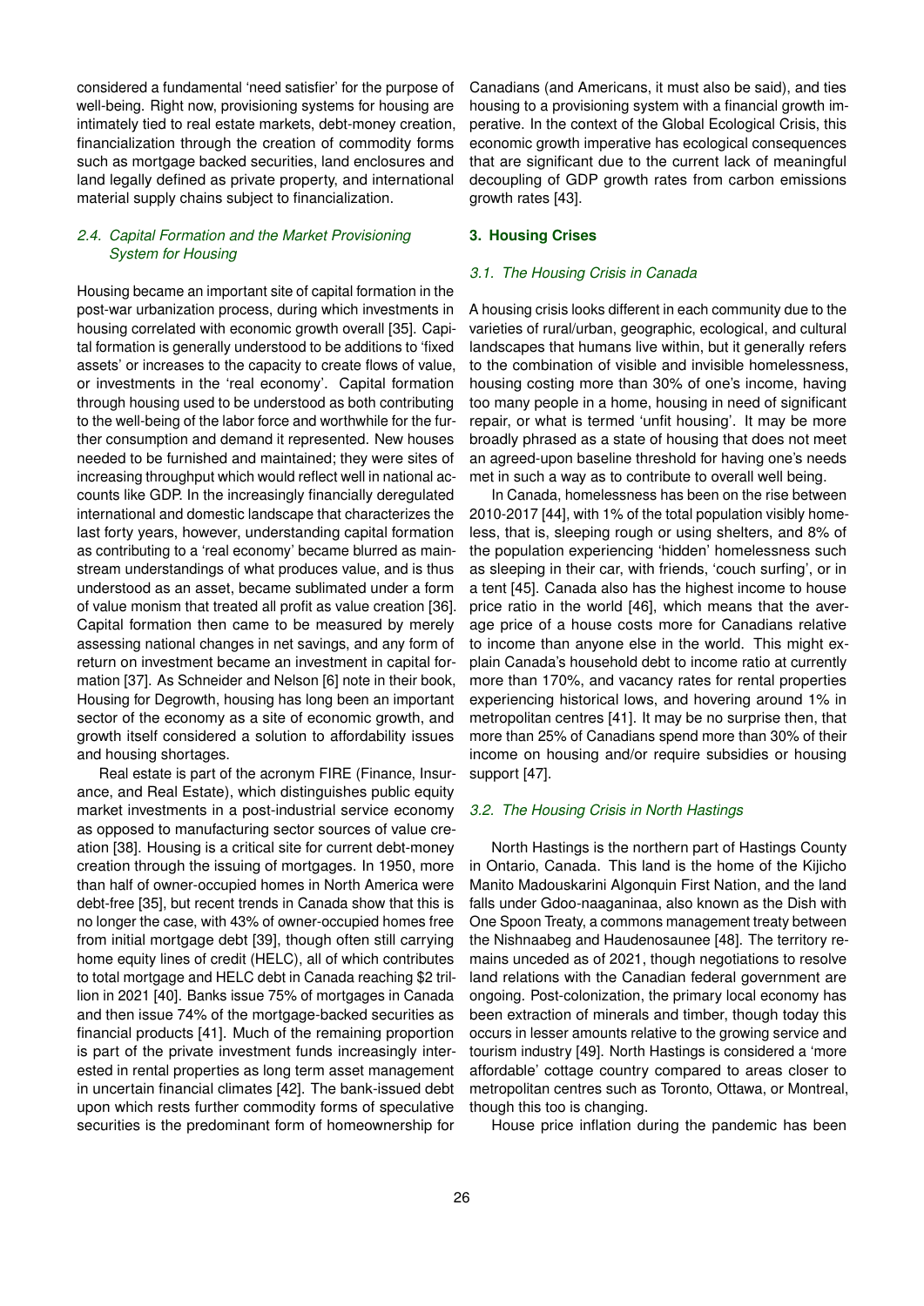considered a fundamental 'need satisfier' for the purpose of well-being. Right now, provisioning systems for housing are intimately tied to real estate markets, debt-money creation, financialization through the creation of commodity forms such as mortgage backed securities, land enclosures and land legally defined as private property, and international material supply chains subject to financialization.

### *2.4. Capital Formation and the Market Provisioning System for Housing*

Housing became an important site of capital formation in the post-war urbanization process, during which investments in housing correlated with economic growth overall [35]. Capital formation is generally understood to be additions to 'fixed assets' or increases to the capacity to create flows of value, or investments in the 'real economy'. Capital formation through housing used to be understood as both contributing to the well-being of the labor force and worthwhile for the further consumption and demand it represented. New houses needed to be furnished and maintained; they were sites of increasing throughput which would reflect well in national accounts like GDP. In the increasingly financially deregulated international and domestic landscape that characterizes the last forty years, however, understanding capital formation as contributing to a 'real economy' became blurred as mainstream understandings of what produces value, and is thus understood as an asset, became sublimated under a form of value monism that treated all profit as value creation [36]. Capital formation then came to be measured by merely assessing national changes in net savings, and any form of return on investment became an investment in capital formation [37]. As Schneider and Nelson [6] note in their book, Housing for Degrowth, housing has long been an important sector of the economy as a site of economic growth, and growth itself considered a solution to affordability issues and housing shortages.

Real estate is part of the acronym FIRE (Finance, Insurance, and Real Estate), which distinguishes public equity market investments in a post-industrial service economy as opposed to manufacturing sector sources of value creation [38]. Housing is a critical site for current debt-money creation through the issuing of mortgages. In 1950, more than half of owner-occupied homes in North America were debt-free [35], but recent trends in Canada show that this is no longer the case, with 43% of owner-occupied homes free from initial mortgage debt [39], though often still carrying home equity lines of credit (HELC), all of which contributes to total mortgage and HELC debt in Canada reaching $2 trillion in 2021 [40]. Banks issue 75% of mortgages in Canada and then issue 74% of the mortgage-backed securities as financial products [41]. Much of the remaining proportion is part of the private investment funds increasingly interested in rental properties as long term asset management in uncertain financial climates [42]. The bank-issued debt upon which rests further commodity forms of speculative securities is the predominant form of homeownership for Canadians (and Americans, it must also be said), and ties housing to a provisioning system with a financial growth imperative. In the context of the Global Ecological Crisis, this economic growth imperative has ecological consequences that are significant due to the current lack of meaningful decoupling of GDP growth rates from carbon emissions growth rates [43].

## 3. Housing Crises

### *3.1. The Housing Crisis in Canada*

A housing crisis looks different in each community due to the varieties of rural/urban, geographic, ecological, and cultural landscapes that humans live within, but it generally refers to the combination of visible and invisible homelessness, housing costing more than 30% of one's income, having too many people in a home, housing in need of significant repair, or what is termed 'unfit housing'. It may be more broadly phrased as a state of housing that does not meet an agreed-upon baseline threshold for having one's needs met in such a way as to contribute to overall well being.

In Canada, homelessness has been on the rise between 2010-2017 [44], with 1% of the total population visibly homeless, that is, sleeping rough or using shelters, and 8% of the population experiencing 'hidden' homelessness such as sleeping in their car, with friends, 'couch surfing', or in a tent [45]. Canada also has the highest income to house price ratio in the world [46], which means that the average price of a house costs more for Canadians relative to income than anyone else in the world. This might explain Canada's household debt to income ratio at currently more than 170%, and vacancy rates for rental properties experiencing historical lows, and hovering around 1% in metropolitan centres [41]. It may be no surprise then, that more than 25% of Canadians spend more than 30% of their income on housing and/or require subsidies or housing support [47].

### *3.2. The Housing Crisis in North Hastings*

North Hastings is the northern part of Hastings County in Ontario, Canada. This land is the home of the Kijicho Manito Madouskarini Algonquin First Nation, and the land falls under Gdoo-naaganinaa, also known as the Dish with One Spoon Treaty, a commons management treaty between the Nishnaabeg and Haudenosaunee [48]. The territory remains unceded as of 2021, though negotiations to resolve land relations with the Canadian federal government are ongoing. Post-colonization, the primary local economy has been extraction of minerals and timber, though today this occurs in lesser amounts relative to the growing service and tourism industry [49]. North Hastings is considered a 'more affordable' cottage country compared to areas closer to metropolitan centres such as Toronto, Ottawa, or Montreal, though this too is changing.

House price inflation during the pandemic has been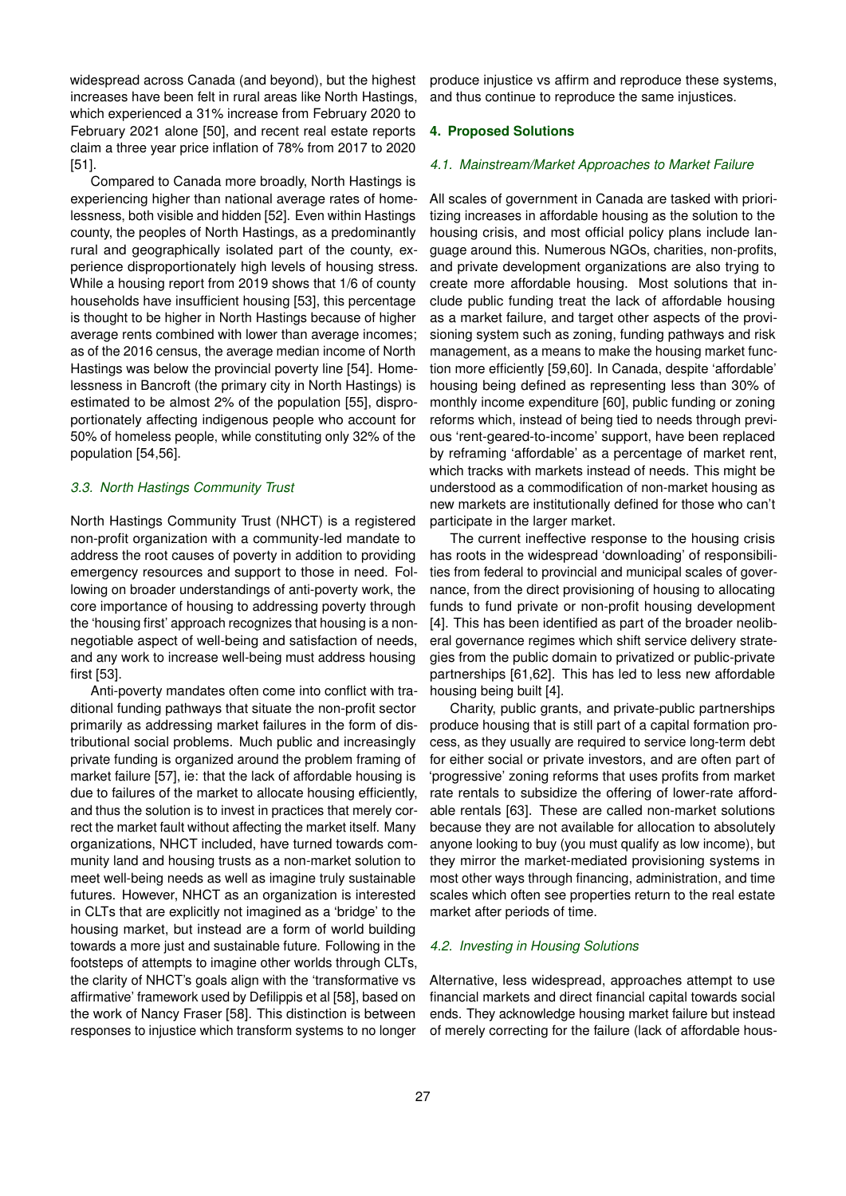widespread across Canada (and beyond), but the highest increases have been felt in rural areas like North Hastings, which experienced a 31% increase from February 2020 to February 2021 alone [50], and recent real estate reports claim a three year price inflation of 78% from 2017 to 2020 [51].

Compared to Canada more broadly, North Hastings is experiencing higher than national average rates of homelessness, both visible and hidden [52]. Even within Hastings county, the peoples of North Hastings, as a predominantly rural and geographically isolated part of the county, experience disproportionately high levels of housing stress. While a housing report from 2019 shows that 1/6 of county households have insufficient housing [53], this percentage is thought to be higher in North Hastings because of higher average rents combined with lower than average incomes; as of the 2016 census, the average median income of North Hastings was below the provincial poverty line [54]. Homelessness in Bancroft (the primary city in North Hastings) is estimated to be almost 2% of the population [55], disproportionately affecting indigenous people who account for 50% of homeless people, while constituting only 32% of the population [54,56].

### *3.3. North Hastings Community Trust*

North Hastings Community Trust (NHCT) is a registered non-profit organization with a community-led mandate to address the root causes of poverty in addition to providing emergency resources and support to those in need. Following on broader understandings of anti-poverty work, the core importance of housing to addressing poverty through the 'housing first' approach recognizes that housing is a non-negotiable aspect of well-being and satisfaction of needs, and any work to increase well-being must address housing first [53].

Anti-poverty mandates often come into conflict with traditional funding pathways that situate the non-profit sector primarily as addressing market failures in the form of distributional social problems. Much public and increasingly private funding is organized around the problem framing of market failure [57], ie: that the lack of affordable housing is due to failures of the market to allocate housing efficiently, and thus the solution is to invest in practices that merely correct the market fault without affecting the market itself. Many organizations, NHCT included, have turned towards community land and housing trusts as a non-market solution to meet well-being needs as well as imagine truly sustainable futures. However, NHCT as an organization is interested in CLTs that are explicitly not imagined as a 'bridge' to the housing market, but instead are a form of world building towards a more just and sustainable future. Following in the footsteps of attempts to imagine other worlds through CLTs, the clarity of NHCT's goals align with the 'transformative vs affirmative' framework used by Defilippis et al [58], based on the work of Nancy Fraser [58]. This distinction is between responses to injustice which transform systems to no longer produce injustice vs affirm and reproduce these systems, and thus continue to reproduce the same injustices.

## **4. Proposed Solutions**

### *4.1. Mainstream/Market Approaches to Market Failure*

All scales of government in Canada are tasked with prioritizing increases in affordable housing as the solution to the housing crisis, and most official policy plans include language around this. Numerous NGOs, charities, non-profits, and private development organizations are also trying to create more affordable housing. Most solutions that include public funding treat the lack of affordable housing as a market failure, and target other aspects of the provisioning system such as zoning, funding pathways and risk management, as a means to make the housing market function more efficiently [59,60]. In Canada, despite 'affordable' housing being defined as representing less than 30% of monthly income expenditure [60], public funding or zoning reforms which, instead of being tied to needs through previous 'rent-geared-to-income' support, have been replaced by reframing 'affordable' as a percentage of market rent, which tracks with markets instead of needs. This might be understood as a commodification of non-market housing as new markets are institutionally defined for those who can't participate in the larger market.

The current ineffective response to the housing crisis has roots in the widespread 'downloading' of responsibilities from federal to provincial and municipal scales of governance, from the direct provisioning of housing to allocating funds to fund private or non-profit housing development [4]. This has been identified as part of the broader neoliberal governance regimes which shift service delivery strategies from the public domain to privatized or public-private partnerships [61,62]. This has led to less new affordable housing being built [4].

Charity, public grants, and private-public partnerships produce housing that is still part of a capital formation process, as they usually are required to service long-term debt for either social or private investors, and are often part of 'progressive' zoning reforms that uses profits from market rate rentals to subsidize the offering of lower-rate affordable rentals [63]. These are called non-market solutions because they are not available for allocation to absolutely anyone looking to buy (you must qualify as low income), but they mirror the market-mediated provisioning systems in most other ways through financing, administration, and time scales which often see properties return to the real estate market after periods of time.

### *4.2. Investing in Housing Solutions*

Alternative, less widespread, approaches attempt to use financial markets and direct financial capital towards social ends. They acknowledge housing market failure but instead of merely correcting for the failure (lack of affordable hous-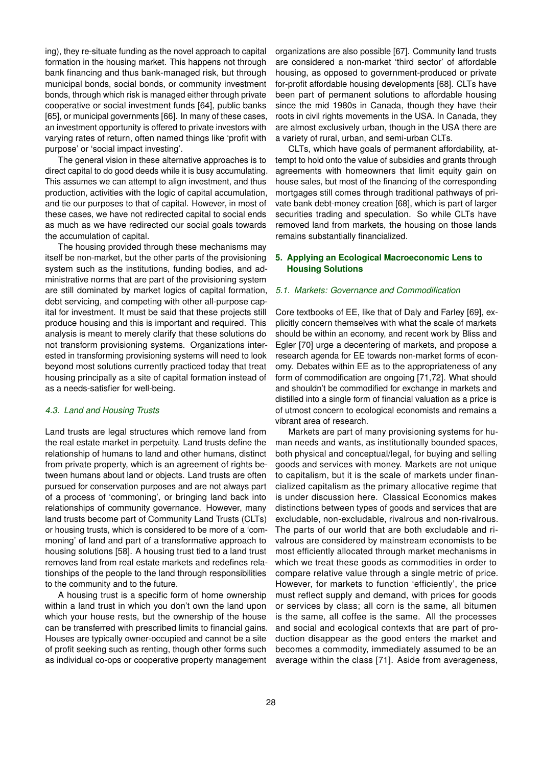ing), they re-situate funding as the novel approach to capital formation in the housing market. This happens not through bank financing and thus bank-managed risk, but through municipal bonds, social bonds, or community investment bonds, through which risk is managed either through private cooperative or social investment funds [64], public banks [65], or municipal governments [66]. In many of these cases, an investment opportunity is offered to private investors with varying rates of return, often named things like 'profit with purpose' or 'social impact investing'.

The general vision in these alternative approaches is to direct capital to do good deeds while it is busy accumulating. This assumes we can attempt to align investment, and thus production, activities with the logic of capital accumulation, and tie our purposes to that of capital. However, in most of these cases, we have not redirected capital to social ends as much as we have redirected our social goals towards the accumulation of capital.

The housing provided through these mechanisms may itself be non-market, but the other parts of the provisioning system such as the institutions, funding bodies, and administrative norms that are part of the provisioning system are still dominated by market logics of capital formation, debt servicing, and competing with other all-purpose capital for investment. It must be said that these projects still produce housing and this is important and required. This analysis is meant to merely clarify that these solutions do not transform provisioning systems. Organizations interested in transforming provisioning systems will need to look beyond most solutions currently practiced today that treat housing principally as a site of capital formation instead of as a needs-satisfier for well-being.

### *4.3. Land and Housing Trusts*

Land trusts are legal structures which remove land from the real estate market in perpetuity. Land trusts define the relationship of humans to land and other humans, distinct from private property, which is an agreement of rights between humans about land or objects. Land trusts are often pursued for conservation purposes and are not always part of a process of 'commoning', or bringing land back into relationships of community governance. However, many land trusts become part of Community Land Trusts (CLTs) or housing trusts, which is considered to be more of a 'commoning' of land and part of a transformative approach to housing solutions [58]. A housing trust tied to a land trust removes land from real estate markets and redefines relationships of the people to the land through responsibilities to the community and to the future.

A housing trust is a specific form of home ownership within a land trust in which you don't own the land upon which your house rests, but the ownership of the house can be transferred with prescribed limits to financial gains. Houses are typically owner-occupied and cannot be a site of profit seeking such as renting, though other forms such as individual co-ops or cooperative property management organizations are also possible [67]. Community land trusts are considered a non-market 'third sector' of affordable housing, as opposed to government-produced or private for-profit affordable housing developments [68]. CLTs have been part of permanent solutions to affordable housing since the mid 1980s in Canada, though they have their roots in civil rights movements in the USA. In Canada, they are almost exclusively urban, though in the USA there are a variety of rural, urban, and semi-urban CLTs.

CLTs, which have goals of permanent affordability, attempt to hold onto the value of subsidies and grants through agreements with homeowners that limit equity gain on house sales, but most of the financing of the corresponding mortgages still comes through traditional pathways of private bank debt-money creation [68], which is part of larger securities trading and speculation. So while CLTs have removed land from markets, the housing on those lands remains substantially financialized.

## **5. Applying an Ecological Macroeconomic Lens to Housing Solutions**

### *5.1. Markets: Governance and Commodification*

Core textbooks of EE, like that of Daly and Farley [69], explicitly concern themselves with what the scale of markets should be within an economy, and recent work by Bliss and Egler [70] urge a decentering of markets, and propose a research agenda for EE towards non-market forms of economy. Debates within EE as to the appropriateness of any form of commodification are ongoing [71,72]. What should and shouldn't be commodified for exchange in markets and distilled into a single form of financial valuation as a price is of utmost concern to ecological economists and remains a vibrant area of research.

Markets are part of many provisioning systems for human needs and wants, as institutionally bounded spaces, both physical and conceptual/legal, for buying and selling goods and services with money. Markets are not unique to capitalism, but it is the scale of markets under financialized capitalism as the primary allocative regime that is under discussion here. Classical Economics makes distinctions between types of goods and services that are excludable, non-excludable, rivalrous and non-rivalrous. The parts of our world that are both excludable and rivalrous are considered by mainstream economists to be most efficiently allocated through market mechanisms in which we treat these goods as commodities in order to compare relative value through a single metric of price. However, for markets to function 'efficiently', the price must reflect supply and demand, with prices for goods or services by class; all corn is the same, all bitumen is the same, all coffee is the same. All the processes and social and ecological contexts that are part of production disappear as the good enters the market and becomes a commodity, immediately assumed to be an average within the class [71]. Aside from averageness,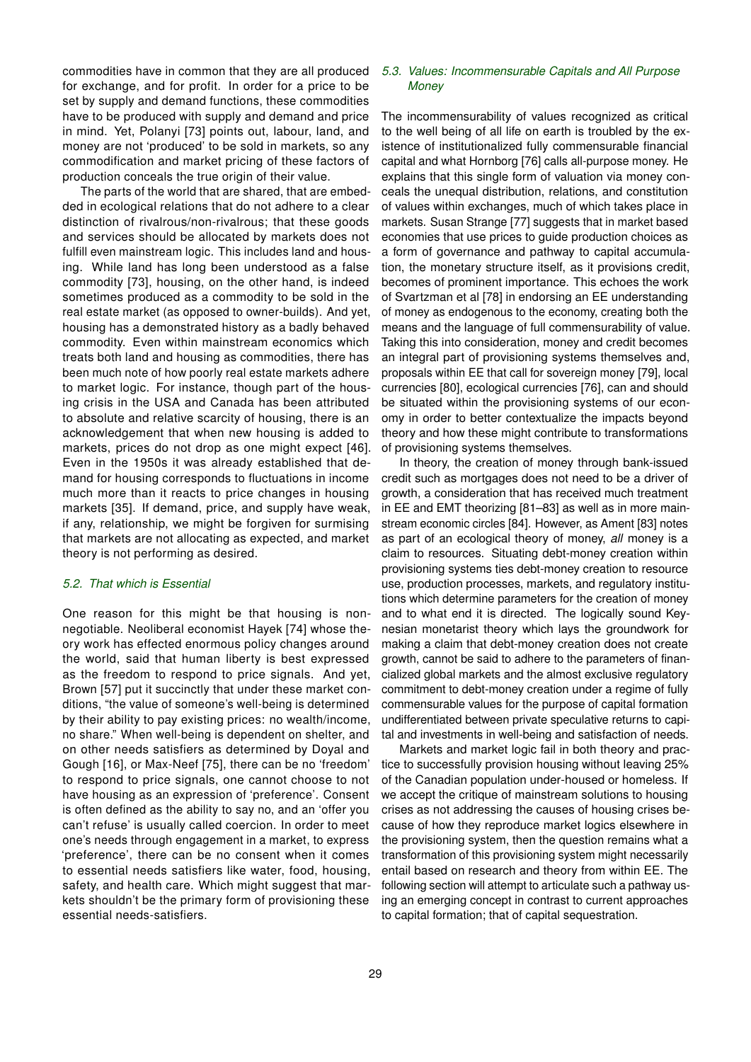commodities have in common that they are all produced for exchange, and for profit. In order for a price to be set by supply and demand functions, these commodities have to be produced with supply and demand and price in mind. Yet, Polanyi [73] points out, labour, land, and money are not 'produced' to be sold in markets, so any commodification and market pricing of these factors of production conceals the true origin of their value.

The parts of the world that are shared, that are embedded in ecological relations that do not adhere to a clear distinction of rivalrous/non-rivalrous; that these goods and services should be allocated by markets does not fulfill even mainstream logic. This includes land and housing. While land has long been understood as a false commodity [73], housing, on the other hand, is indeed sometimes produced as a commodity to be sold in the real estate market (as opposed to owner-builds). And yet, housing has a demonstrated history as a badly behaved commodity. Even within mainstream economics which treats both land and housing as commodities, there has been much note of how poorly real estate markets adhere to market logic. For instance, though part of the housing crisis in the USA and Canada has been attributed to absolute and relative scarcity of housing, there is an acknowledgement that when new housing is added to markets, prices do not drop as one might expect [46]. Even in the 1950s it was already established that demand for housing corresponds to fluctuations in income much more than it reacts to price changes in housing markets [35]. If demand, price, and supply have weak, if any, relationship, we might be forgiven for surmising that markets are not allocating as expected, and market theory is not performing as desired.

### *5.2. That which is Essential*

One reason for this might be that housing is non-negotiable. Neoliberal economist Hayek [74] whose theory work has effected enormous policy changes around the world, said that human liberty is best expressed as the freedom to respond to price signals. And yet, Brown [57] put it succinctly that under these market conditions, "the value of someone's well-being is determined by their ability to pay existing prices: no wealth/income, no share." When well-being is dependent on shelter, and on other needs satisfiers as determined by Doyal and Gough [16], or Max-Neef [75], there can be no 'freedom' to respond to price signals, one cannot choose to not have housing as an expression of 'preference'. Consent is often defined as the ability to say no, and an 'offer you can't refuse' is usually called coercion. In order to meet one's needs through engagement in a market, to express 'preference', there can be no consent when it comes to essential needs satisfiers like water, food, housing, safety, and health care. Which might suggest that markets shouldn't be the primary form of provisioning these essential needs-satisfiers.

### *5.3. Values: Incommensurable Capitals and All Purpose Money*

The incommensurability of values recognized as critical to the well being of all life on earth is troubled by the existence of institutionalized fully commensurable financial capital and what Hornborg [76] calls all-purpose money. He explains that this single form of valuation via money conceals the unequal distribution, relations, and constitution of values within exchanges, much of which takes place in markets. Susan Strange [77] suggests that in market based economies that use prices to guide production choices as a form of governance and pathway to capital accumulation, the monetary structure itself, as it provisions credit, becomes of prominent importance. This echoes the work of Svartzman et al [78] in endorsing an EE understanding of money as endogenous to the economy, creating both the means and the language of full commensurability of value. Taking this into consideration, money and credit becomes an integral part of provisioning systems themselves and, proposals within EE that call for sovereign money [79], local currencies [80], ecological currencies [76], can and should be situated within the provisioning systems of our economy in order to better contextualize the impacts beyond theory and how these might contribute to transformations of provisioning systems themselves.

In theory, the creation of money through bank-issued credit such as mortgages does not need to be a driver of growth, a consideration that has received much treatment in EE and EMT theorizing [81–83] as well as in more mainstream economic circles [84]. However, as Ament [83] notes as part of an ecological theory of money, *all* money is a claim to resources. Situating debt-money creation within provisioning systems ties debt-money creation to resource use, production processes, markets, and regulatory institutions which determine parameters for the creation of money and to what end it is directed. The logically sound Keynesian monetarist theory which lays the groundwork for making a claim that debt-money creation does not create growth, cannot be said to adhere to the parameters of financialized global markets and the almost exclusive regulatory commitment to debt-money creation under a regime of fully commensurable values for the purpose of capital formation undifferentiated between private speculative returns to capital and investments in well-being and satisfaction of needs.

Markets and market logic fail in both theory and practice to successfully provision housing without leaving 25% of the Canadian population under-housed or homeless. If we accept the critique of mainstream solutions to housing crises as not addressing the causes of housing crises because of how they reproduce market logics elsewhere in the provisioning system, then the question remains what a transformation of this provisioning system might necessarily entail based on research and theory from within EE. The following section will attempt to articulate such a pathway using an emerging concept in contrast to current approaches to capital formation; that of capital sequestration.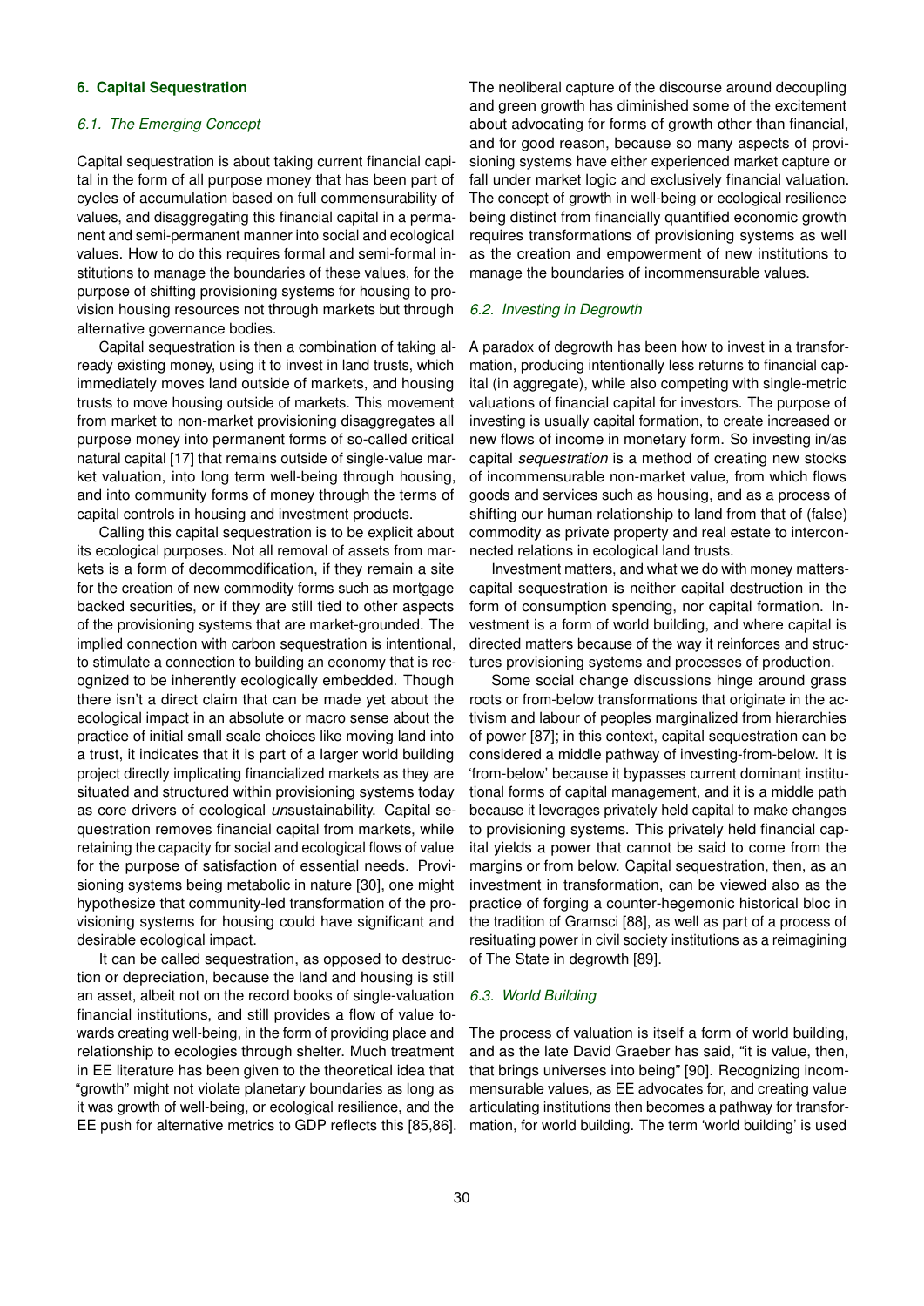## 6. Capital Sequestration

### *6.1. The Emerging Concept*

Capital sequestration is about taking current financial capital in the form of all purpose money that has been part of cycles of accumulation based on full commensurability of values, and disaggregating this financial capital in a permanent and semi-permanent manner into social and ecological values. How to do this requires formal and semi-formal institutions to manage the boundaries of these values, for the purpose of shifting provisioning systems for housing to provision housing resources not through markets but through alternative governance bodies.

Capital sequestration is then a combination of taking already existing money, using it to invest in land trusts, which immediately moves land outside of markets, and housing trusts to move housing outside of markets. This movement from market to non-market provisioning disaggregates all purpose money into permanent forms of so-called critical natural capital [17] that remains outside of single-value market valuation, into long term well-being through housing, and into community forms of money through the terms of capital controls in housing and investment products.

Calling this capital sequestration is to be explicit about its ecological purposes. Not all removal of assets from markets is a form of decommodification, if they remain a site for the creation of new commodity forms such as mortgage backed securities, or if they are still tied to other aspects of the provisioning systems that are market-grounded. The implied connection with carbon sequestration is intentional, to stimulate a connection to building an economy that is recognized to be inherently ecologically embedded. Though there isn't a direct claim that can be made yet about the ecological impact in an absolute or macro sense about the practice of initial small scale choices like moving land into a trust, it indicates that it is part of a larger world building project directly implicating financialized markets as they are situated and structured within provisioning systems today as core drivers of ecological *un*sustainability. Capital sequestration removes financial capital from markets, while retaining the capacity for social and ecological flows of value for the purpose of satisfaction of essential needs. Provisioning systems being metabolic in nature [30], one might hypothesize that community-led transformation of the provisioning systems for housing could have significant and desirable ecological impact.

It can be called sequestration, as opposed to destruction or depreciation, because the land and housing is still an asset, albeit not on the record books of single-valuation financial institutions, and still provides a flow of value towards creating well-being, in the form of providing place and relationship to ecologies through shelter. Much treatment in EE literature has been given to the theoretical idea that "growth" might not violate planetary boundaries as long as it was growth of well-being, or ecological resilience, and the EE push for alternative metrics to GDP reflects this [85,86]. The neoliberal capture of the discourse around decoupling and green growth has diminished some of the excitement about advocating for forms of growth other than financial, and for good reason, because so many aspects of provisioning systems have either experienced market capture or fall under market logic and exclusively financial valuation. The concept of growth in well-being or ecological resilience being distinct from financially quantified economic growth requires transformations of provisioning systems as well as the creation and empowerment of new institutions to manage the boundaries of incommensurable values.

### *6.2. Investing in Degrowth*

A paradox of degrowth has been how to invest in a transformation, producing intentionally less returns to financial capital (in aggregate), while also competing with single-metric valuations of financial capital for investors. The purpose of investing is usually capital formation, to create increased or new flows of income in monetary form. So investing in/as capital *sequestration* is a method of creating new stocks of incommensurable non-market value, from which flows goods and services such as housing, and as a process of shifting our human relationship to land from that of (false) commodity as private property and real estate to interconnected relations in ecological land trusts.

Investment matters, and what we do with money matters-capital sequestration is neither capital destruction in the form of consumption spending, nor capital formation. Investment is a form of world building, and where capital is directed matters because of the way it reinforces and structures provisioning systems and processes of production.

Some social change discussions hinge around grass roots or from-below transformations that originate in the activism and labour of peoples marginalized from hierarchies of power [87]; in this context, capital sequestration can be considered a middle pathway of investing-from-below. It is 'from-below' because it bypasses current dominant institutional forms of capital management, and it is a middle path because it leverages privately held capital to make changes to provisioning systems. This privately held financial capital yields a power that cannot be said to come from the margins or from below. Capital sequestration, then, as an investment in transformation, can be viewed also as the practice of forging a counter-hegemonic historical bloc in the tradition of Gramsci [88], as well as part of a process of resituating power in civil society institutions as a reimagining of The State in degrowth [89].

### *6.3. World Building*

The process of valuation is itself a form of world building, and as the late David Graeber has said, "it is value, then, that brings universes into being" [90]. Recognizing incommensurable values, as EE advocates for, and creating value articulating institutions then becomes a pathway for transformation, for world building. The term 'world building' is used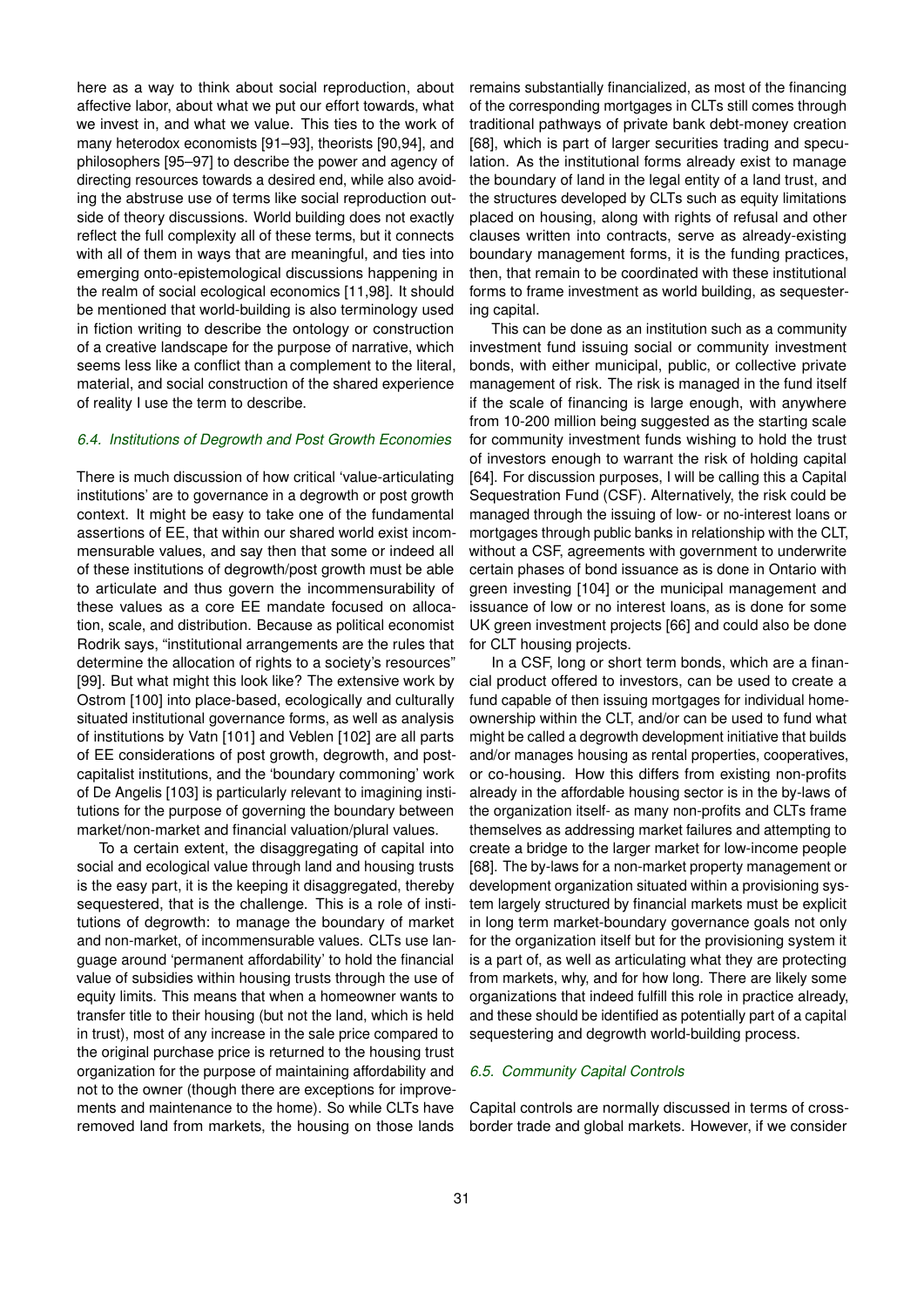here as a way to think about social reproduction, about affective labor, about what we put our effort towards, what we invest in, and what we value. This ties to the work of many heterodox economists [91–93], theorists [90,94], and philosophers [95–97] to describe the power and agency of directing resources towards a desired end, while also avoiding the abstruse use of terms like social reproduction outside of theory discussions. World building does not exactly reflect the full complexity all of these terms, but it connects with all of them in ways that are meaningful, and ties into emerging onto-epistemological discussions happening in the realm of social ecological economics [11,98]. It should be mentioned that world-building is also terminology used in fiction writing to describe the ontology or construction of a creative landscape for the purpose of narrative, which seems less like a conflict than a complement to the literal, material, and social construction of the shared experience of reality I use the term to describe.

### *6.4. Institutions of Degrowth and Post Growth Economies*

There is much discussion of how critical 'value-articulating institutions' are to governance in a degrowth or post growth context. It might be easy to take one of the fundamental assertions of EE, that within our shared world exist incommensurable values, and say then that some or indeed all of these institutions of degrowth/post growth must be able to articulate and thus govern the incommensurability of these values as a core EE mandate focused on allocation, scale, and distribution. Because as political economist Rodrik says, "institutional arrangements are the rules that determine the allocation of rights to a society's resources" [99]. But what might this look like? The extensive work by Ostrom [100] into place-based, ecologically and culturally situated institutional governance forms, as well as analysis of institutions by Vatn [101] and Veblen [102] are all parts of EE considerations of post growth, degrowth, and post-capitalist institutions, and the 'boundary commoning' work of De Angelis [103] is particularly relevant to imagining institutions for the purpose of governing the boundary between market/non-market and financial valuation/plural values.

To a certain extent, the disaggregating of capital into social and ecological value through land and housing trusts is the easy part, it is the keeping it disaggregated, thereby sequestered, that is the challenge. This is a role of institutions of degrowth: to manage the boundary of market and non-market, of incommensurable values. CLTs use language around 'permanent affordability' to hold the financial value of subsidies within housing trusts through the use of equity limits. This means that when a homeowner wants to transfer title to their housing (but not the land, which is held in trust), most of any increase in the sale price compared to the original purchase price is returned to the housing trust organization for the purpose of maintaining affordability and not to the owner (though there are exceptions for improvements and maintenance to the home). So while CLTs have removed land from markets, the housing on those lands remains substantially financialized, as most of the financing of the corresponding mortgages in CLTs still comes through traditional pathways of private bank debt-money creation [68], which is part of larger securities trading and speculation. As the institutional forms already exist to manage the boundary of land in the legal entity of a land trust, and the structures developed by CLTs such as equity limitations placed on housing, along with rights of refusal and other clauses written into contracts, serve as already-existing boundary management forms, it is the funding practices, then, that remain to be coordinated with these institutional forms to frame investment as world building, as sequestering capital.

This can be done as an institution such as a community investment fund issuing social or community investment bonds, with either municipal, public, or collective private management of risk. The risk is managed in the fund itself if the scale of financing is large enough, with anywhere from 10-200 million being suggested as the starting scale for community investment funds wishing to hold the trust of investors enough to warrant the risk of holding capital [64]. For discussion purposes, I will be calling this a Capital Sequestration Fund (CSF). Alternatively, the risk could be managed through the issuing of low- or no-interest loans or mortgages through public banks in relationship with the CLT, without a CSF, agreements with government to underwrite certain phases of bond issuance as is done in Ontario with green investing [104] or the municipal management and issuance of low or no interest loans, as is done for some UK green investment projects [66] and could also be done for CLT housing projects.

In a CSF, long or short term bonds, which are a financial product offered to investors, can be used to create a fund capable of then issuing mortgages for individual homeownership within the CLT, and/or can be used to fund what might be called a degrowth development initiative that builds and/or manages housing as rental properties, cooperatives, or co-housing. How this differs from existing non-profits already in the affordable housing sector is in the by-laws of the organization itself- as many non-profits and CLTs frame themselves as addressing market failures and attempting to create a bridge to the larger market for low-income people [68]. The by-laws for a non-market property management or development organization situated within a provisioning system largely structured by financial markets must be explicit in long term market-boundary governance goals not only for the organization itself but for the provisioning system it is a part of, as well as articulating what they are protecting from markets, why, and for how long. There are likely some organizations that indeed fulfill this role in practice already, and these should be identified as potentially part of a capital sequestering and degrowth world-building process.

### *6.5. Community Capital Controls*

Capital controls are normally discussed in terms of cross-border trade and global markets. However, if we consider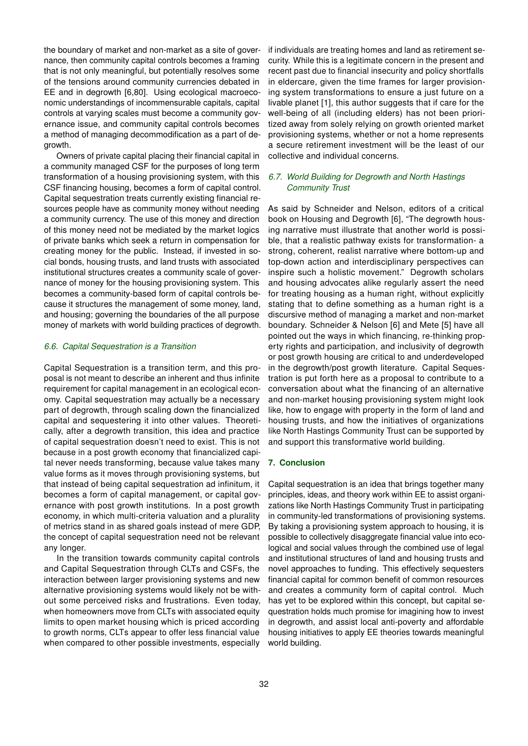the boundary of market and non-market as a site of governance, then community capital controls becomes a framing that is not only meaningful, but potentially resolves some of the tensions around community currencies debated in EE and in degrowth [6,80]. Using ecological macroeconomic understandings of incommensurable capitals, capital controls at varying scales must become a community governance issue, and community capital controls becomes a method of managing decommodification as a part of degrowth.

Owners of private capital placing their financial capital in a community managed CSF for the purposes of long term transformation of a housing provisioning system, with this CSF financing housing, becomes a form of capital control. Capital sequestration treats currently existing financial resources people have as community money without needing a community currency. The use of this money and direction of this money need not be mediated by the market logics of private banks which seek a return in compensation for creating money for the public. Instead, if invested in social bonds, housing trusts, and land trusts with associated institutional structures creates a community scale of governance of money for the housing provisioning system. This becomes a community-based form of capital controls because it structures the management of some money, land, and housing; governing the boundaries of the all purpose money of markets with world building practices of degrowth.

### *6.6. Capital Sequestration is a Transition*

Capital Sequestration is a transition term, and this proposal is not meant to describe an inherent and thus infinite requirement for capital management in an ecological economy. Capital sequestration may actually be a necessary part of degrowth, through scaling down the financialized capital and sequestering it into other values. Theoretically, after a degrowth transition, this idea and practice of capital sequestration doesn't need to exist. This is not because in a post growth economy that financialized capital never needs transforming, because value takes many value forms as it moves through provisioning systems, but that instead of being capital sequestration ad infinitum, it becomes a form of capital management, or capital governance with post growth institutions. In a post growth economy, in which multi-criteria valuation and a plurality of metrics stand in as shared goals instead of mere GDP, the concept of capital sequestration need not be relevant any longer.

In the transition towards community capital controls and Capital Sequestration through CLTs and CSFs, the interaction between larger provisioning systems and new alternative provisioning systems would likely not be without some perceived risks and frustrations. Even today, when homeowners move from CLTs with associated equity limits to open market housing which is priced according to growth norms, CLTs appear to offer less financial value when compared to other possible investments, especially if individuals are treating homes and land as retirement security. While this is a legitimate concern in the present and recent past due to financial insecurity and policy shortfalls in eldercare, given the time frames for larger provisioning system transformations to ensure a just future on a livable planet [1], this author suggests that if care for the well-being of all (including elders) has not been prioritized away from solely relying on growth oriented market provisioning systems, whether or not a home represents a secure retirement investment will be the least of our collective and individual concerns.

### *6.7. World Building for Degrowth and North Hastings Community Trust*

As said by Schneider and Nelson, editors of a critical book on Housing and Degrowth [6], "The degrowth housing narrative must illustrate that another world is possible, that a realistic pathway exists for transformation- a strong, coherent, realist narrative where bottom-up and top-down action and interdisciplinary perspectives can inspire such a holistic movement." Degrowth scholars and housing advocates alike regularly assert the need for treating housing as a human right, without explicitly stating that to define something as a human right is a discursive method of managing a market and non-market boundary. Schneider & Nelson [6] and Mete [5] have all pointed out the ways in which financing, re-thinking property rights and participation, and inclusivity of degrowth or post growth housing are critical to and underdeveloped in the degrowth/post growth literature. Capital Sequestration is put forth here as a proposal to contribute to a conversation about what the financing of an alternative and non-market housing provisioning system might look like, how to engage with property in the form of land and housing trusts, and how the initiatives of organizations like North Hastings Community Trust can be supported by and support this transformative world building.

## 7. Conclusion

Capital sequestration is an idea that brings together many principles, ideas, and theory work within EE to assist organizations like North Hastings Community Trust in participating in community-led transformations of provisioning systems. By taking a provisioning system approach to housing, it is possible to collectively disaggregate financial value into ecological and social values through the combined use of legal and institutional structures of land and housing trusts and novel approaches to funding. This effectively sequesters financial capital for common benefit of common resources and creates a community form of capital control. Much has yet to be explored within this concept, but capital sequestration holds much promise for imagining how to invest in degrowth, and assist local anti-poverty and affordable housing initiatives to apply EE theories towards meaningful world building.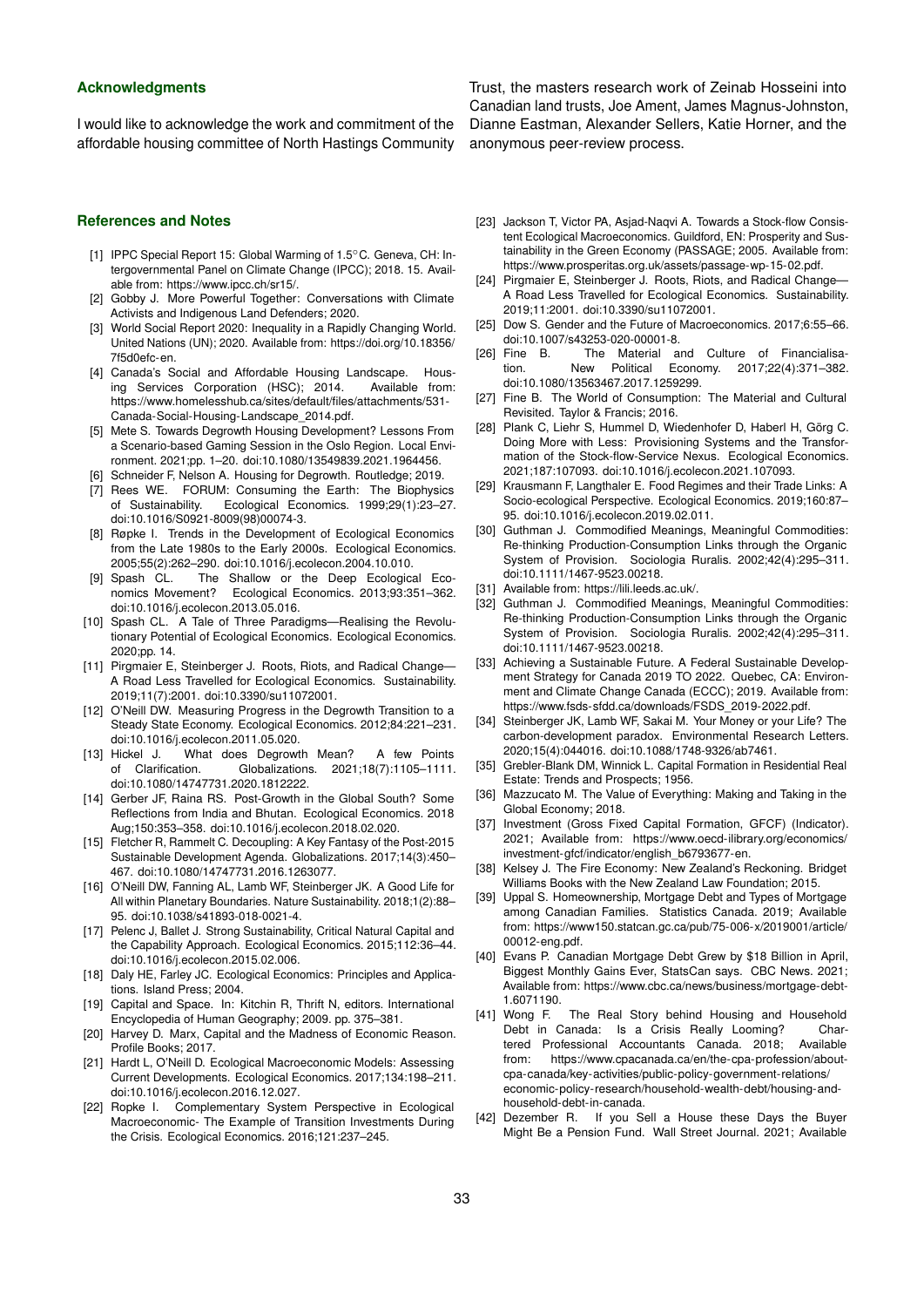## Acknowledgments

I would like to acknowledge the work and commitment of the affordable housing committee of North Hastings Community Trust, the masters research work of Zeinab Hosseini into Canadian land trusts, Joe Ament, James Magnus-Johnston, Dianne Eastman, Alexander Sellers, Katie Horner, and the anonymous peer-review process.

## References and Notes

[1] IPPC Special Report 15: Global Warming of 1.5°C. Geneva, CH: Intergovernmental Panel on Climate Change (IPCC); 2018. 15. Available from: https://www.ipcc.ch/sr15/.

[2] Gobby J. More Powerful Together: Conversations with Climate Activists and Indigenous Land Defenders; 2020.

[3] World Social Report 2020: Inequality in a Rapidly Changing World. United Nations (UN); 2020. Available from: https://doi.org/10.18356/7f5d0efc-en.

[4] Canada's Social and Affordable Housing Landscape. Housing Services Corporation (HSC); 2014. Available from: https://www.homelesshub.ca/sites/default/files/attachments/531-Canada-Social-Housing-Landscape_2014.pdf.

[5] Mete S. Towards Degrowth Housing Development? Lessons From a Scenario-based Gaming Session in the Oslo Region. Local Environment. 2021;pp. 1–20. doi:10.1080/13549839.2021.1964456.

[6] Schneider F, Nelson A. Housing for Degrowth. Routledge; 2019.

[7] Rees WE. FORUM: Consuming the Earth: The Biophysics of Sustainability. Ecological Economics. 1999;29(1):23–27. doi:10.1016/S0921-8009(98)00074-3.

[8] Røpke I. Trends in the Development of Ecological Economics from the Late 1980s to the Early 2000s. Ecological Economics. 2005;55(2):262–290. doi:10.1016/j.ecolecon.2004.10.010.

[9] Spash CL. The Shallow or the Deep Ecological Economics Movement? Ecological Economics. 2013;93:351–362. doi:10.1016/j.ecolecon.2013.05.016.

[10] Spash CL. A Tale of Three Paradigms—Realising the Revolutionary Potential of Ecological Economics. Ecological Economics. 2020;pp. 14.

[11] Pirgmaier E, Steinberger J. Roots, Riots, and Radical Change—A Road Less Travelled for Ecological Economics. Sustainability. 2019;11(7):2001. doi:10.3390/su11072001.

[12] O'Neill DW. Measuring Progress in the Degrowth Transition to a Steady State Economy. Ecological Economics. 2012;84:221–231. doi:10.1016/j.ecolecon.2011.05.020.

[13] Hickel J. What does Degrowth Mean? A few Points of Clarification. Globalizations. 2021;18(7):1105–1111. doi:10.1080/14747731.2020.1812222.

[14] Gerber JF, Raina RS. Post-Growth in the Global South? Some Reflections from India and Bhutan. Ecological Economics. 2018 Aug;150:353–358. doi:10.1016/j.ecolecon.2018.02.020.

[15] Fletcher R, Rammelt C. Decoupling: A Key Fantasy of the Post-2015 Sustainable Development Agenda. Globalizations. 2017;14(3):450–467. doi:10.1080/14747731.2016.1263077.

[16] O'Neill DW, Fanning AL, Lamb WF, Steinberger JK. A Good Life for All within Planetary Boundaries. Nature Sustainability. 2018;1(2):88–95. doi:10.1038/s41893-018-0021-4.

[17] Pelenc J, Ballet J. Strong Sustainability, Critical Natural Capital and the Capability Approach. Ecological Economics. 2015;112:36–44. doi:10.1016/j.ecolecon.2015.02.006.

[18] Daly HE, Farley JC. Ecological Economics: Principles and Applications. Island Press; 2004.

[19] Capital and Space. In: Kitchin R, Thrift N, editors. International Encyclopedia of Human Geography; 2009. pp. 375–381.

[20] Harvey D. Marx, Capital and the Madness of Economic Reason. Profile Books; 2017.

[21] Hardt L, O'Neill D. Ecological Macroeconomic Models: Assessing Current Developments. Ecological Economics. 2017;134:198–211. doi:10.1016/j.ecolecon.2016.12.027.

[22] Ropke I. Complementary System Perspective in Ecological Macroeconomic- The Example of Transition Investments During the Crisis. Ecological Economics. 2016;121:237–245.

[23] Jackson T, Victor PA, Asjad-Naqvi A. Towards a Stock-flow Consistent Ecological Macroeconomics. Guildford, EN: Prosperity and Sustainability in the Green Economy (PASSAGE; 2005. Available from: https://www.prosperitas.org.uk/assets/passage-wp-15-02.pdf.

[24] Pirgmaier E, Steinberger J. Roots, Riots, and Radical Change—A Road Less Travelled for Ecological Economics. Sustainability. 2019;11:2001. doi:10.3390/su11072001.

[25] Dow S. Gender and the Future of Macroeconomics. 2017;6:55–66. doi:10.1007/s43253-020-00001-8.

[26] Fine B. The Material and Culture of Financialisation. New Political Economy. 2017;22(4):371–382. doi:10.1080/13563467.2017.1259299.

[27] Fine B. The World of Consumption: The Material and Cultural Revisited. Taylor & Francis; 2016.

[28] Plank C, Liehr S, Hummel D, Wiedenhofer D, Haberl H, Görg C. Doing More with Less: Provisioning Systems and the Transformation of the Stock-flow-Service Nexus. Ecological Economics. 2021;187:107093. doi:10.1016/j.ecolecon.2021.107093.

[29] Krausmann F, Langthaler E. Food Regimes and their Trade Links: A Socio-ecological Perspective. Ecological Economics. 2019;160:87–95. doi:10.1016/j.ecolecon.2019.02.011.

[30] Guthman J. Commodified Meanings, Meaningful Commodities: Re-thinking Production-Consumption Links through the Organic System of Provision. Sociologia Ruralis. 2002;42(4):295–311. doi:10.1111/1467-9523.00218.

[31] Available from: https://lili.leeds.ac.uk/.

[32] Guthman J. Commodified Meanings, Meaningful Commodities: Re-thinking Production-Consumption Links through the Organic System of Provision. Sociologia Ruralis. 2002;42(4):295–311. doi:10.1111/1467-9523.00218.

[33] Achieving a Sustainable Future. A Federal Sustainable Development Strategy for Canada 2019 TO 2022. Quebec, CA: Environment and Climate Change Canada (ECCC); 2019. Available from: https://www.fsds-sfdd.ca/downloads/FSDS_2019-2022.pdf.

[34] Steinberger JK, Lamb WF, Sakai M. Your Money or your Life? The carbon-development paradox. Environmental Research Letters. 2020;15(4):044016. doi:10.1088/1748-9326/ab7461.

[35] Grebler-Blank DM, Winnick L. Capital Formation in Residential Real Estate: Trends and Prospects; 1956.

[36] Mazzucato M. The Value of Everything: Making and Taking in the Global Economy; 2018.

[37] Investment (Gross Fixed Capital Formation, GFCF) (Indicator). 2021; Available from: https://www.oecd-ilibrary.org/economics/investment-gfcf/indicator/english_b6793677-en.

[38] Kelsey J. The Fire Economy: New Zealand's Reckoning. Bridget Williams Books with the New Zealand Law Foundation; 2015.

[39] Uppal S. Homeownership, Mortgage Debt and Types of Mortgage among Canadian Families. Statistics Canada. 2019; Available from: https://www150.statcan.gc.ca/pub/75-006-x/2019001/article/00012-eng.pdf.

[40] Evans P. Canadian Mortgage Debt Grew by $18 Billion in April, Biggest Monthly Gains Ever, StatsCan says. CBC News. 2021; Available from: https://www.cbc.ca/news/business/mortgage-debt-1.6071190.

[41] Wong F. The Real Story behind Housing and Household Debt in Canada: Is a Crisis Really Looming? Chartered Professional Accountants Canada. 2018; Available from: https://www.cpacanada.ca/en/the-cpa-profession/about-cpa-canada/key-activities/public-policy-government-relations/economic-policy-research/household-wealth-debt/housing-and-household-debt-in-canada.

[42] Dezember R. If you Sell a House these Days the Buyer Might Be a Pension Fund. Wall Street Journal. 2021; Available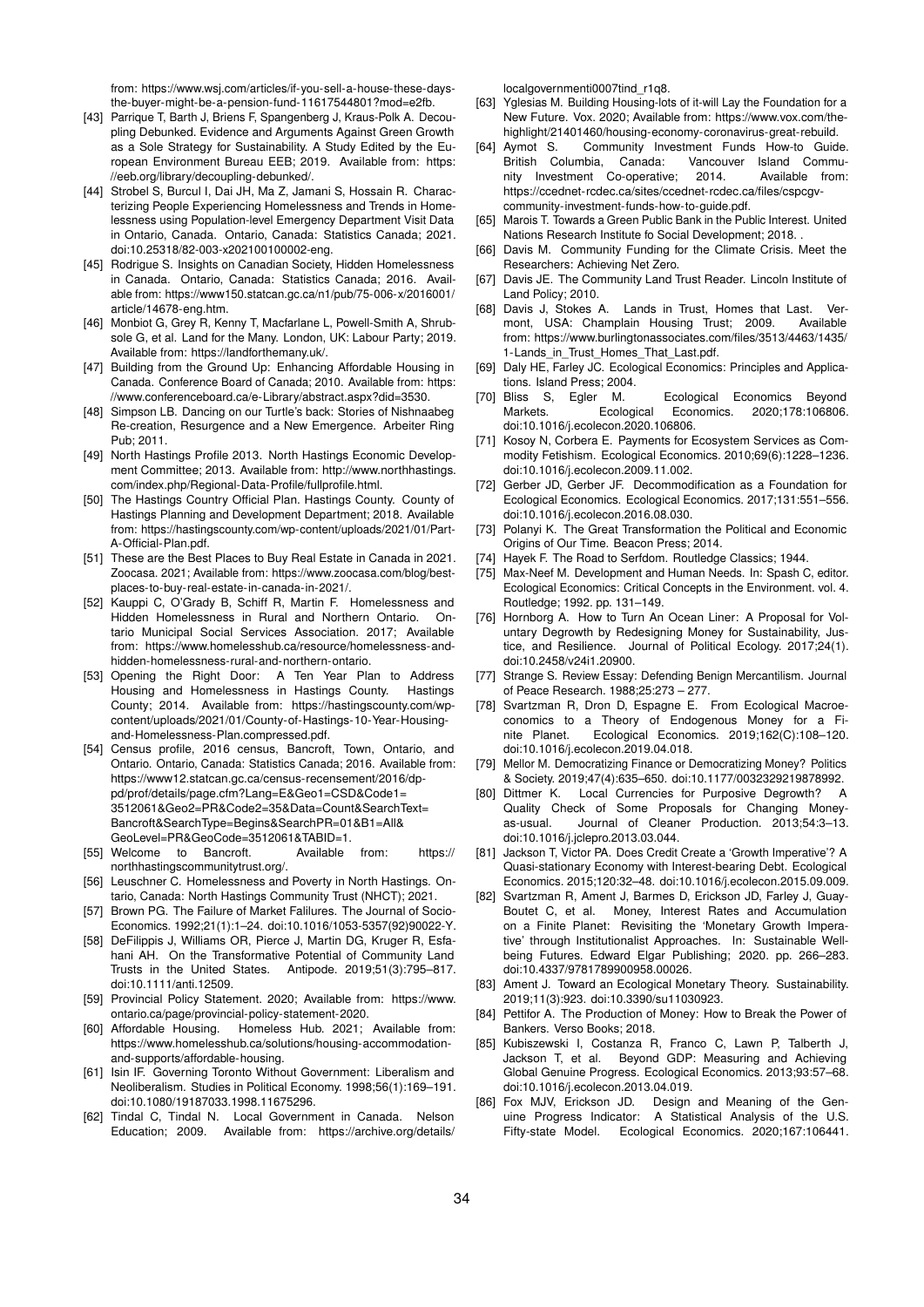from: https://www.wsj.com/articles/if-you-sell-a-house-these-days-the-buyer-might-be-a-pension-fund-11617544801?mod=e2fb.

[43] Parrique T, Barth J, Briens F, Spangenberg J, Kraus-Polk A. Decoupling Debunked. Evidence and Arguments Against Green Growth as a Sole Strategy for Sustainability. A Study Edited by the European Environment Bureau EEB; 2019. Available from: https://eeb.org/library/decoupling-debunked/.

[44] Strobel S, Burcul I, Dai JH, Ma Z, Jamani S, Hossain R. Characterizing People Experiencing Homelessness and Trends in Homelessness using Population-level Emergency Department Visit Data in Ontario, Canada. Ontario, Canada: Statistics Canada; 2021. doi:10.25318/82-003-x202100100002-eng.

[45] Rodrigue S. Insights on Canadian Society, Hidden Homelessness in Canada. Ontario, Canada: Statistics Canada; 2016. Available from: https://www150.statcan.gc.ca/n1/pub/75-006-x/2016001/article/14678-eng.htm.

[46] Monbiot G, Grey R, Kenny T, Macfarlane L, Powell-Smith A, Shrubsole G, et al. Land for the Many. London, UK: Labour Party; 2019. Available from: https://landforthemany.uk/.

[47] Building from the Ground Up: Enhancing Affordable Housing in Canada. Conference Board of Canada; 2010. Available from: https://www.conferenceboard.ca/e-Library/abstract.aspx?did=3530.

[48] Simpson LB. Dancing on our Turtle's back: Stories of Nishnaabeg Re-creation, Resurgence and a New Emergence. Arbeiter Ring Pub; 2011.

[49] North Hastings Profile 2013. North Hastings Economic Development Committee; 2013. Available from: http://www.northhastings.com/index.php/Regional-Data-Profile/fullprofile.html.

[50] The Hastings Country Official Plan. Hastings County. County of Hastings Planning and Development Department; 2018. Available from: https://hastingscounty.com/wp-content/uploads/2021/01/Part-A-Official-Plan.pdf.

[51] These are the Best Places to Buy Real Estate in Canada in 2021. Zoocasa. 2021; Available from: https://www.zoocasa.com/blog/best-places-to-buy-real-estate-in-canada-in-2021/.

[52] Kauppi C, O'Grady B, Schiff R, Martin F. Homelessness and Hidden Homelessness in Rural and Northern Ontario. Ontario Municipal Social Services Association. 2017; Available from: https://www.homelesshub.ca/resource/homelessness-and-hidden-homelessness-rural-and-northern-ontario.

[53] Opening the Right Door: A Ten Year Plan to Address Housing and Homelessness in Hastings County. Hastings County; 2014. Available from: https://hastingscounty.com/wp-content/uploads/2021/01/County-of-Hastings-10-Year-Housing-and-Homelessness-Plan.compressed.pdf.

[54] Census profile, 2016 census, Bancroft, Town, Ontario, and Ontario. Ontario, Canada: Statistics Canada; 2016. Available from: https://www12.statcan.gc.ca/census-recensement/2016/dp-pd/prof/details/page.cfm?Lang=E&Geo1=CSD&Code1=3512061&Geo2=PR&Code2=35&Data=Count&SearchText=Bancroft&SearchType=Begins&SearchPR=01&B1=All&GeoLevel=PR&GeoCode=3512061&TABID=1.

[55] Welcome to Bancroft. Available from: https://northhastingscommunitytrust.org/.

[56] Leuschner C. Homelessness and Poverty in North Hastings. Ontario, Canada: North Hastings Community Trust (NHCT); 2021.

[57] Brown PG. The Failure of Market Falilures. The Journal of Socio-Economics. 1992;21(1):1–24. doi:10.1016/1053-5357(92)90022-Y.

[58] DeFilippis J, Williams OR, Pierce J, Martin DG, Kruger R, Esfahani AH. On the Transformative Potential of Community Land Trusts in the United States. Antipode. 2019;51(3):795–817. doi:10.1111/anti.12509.

[59] Provincial Policy Statement. 2020; Available from: https://www.ontario.ca/page/provincial-policy-statement-2020.

[60] Affordable Housing. Homeless Hub. 2021; Available from: https://www.homelesshub.ca/solutions/housing-accommodation-and-supports/affordable-housing.

[61] Isin IF. Governing Toronto Without Government: Liberalism and Neoliberalism. Studies in Political Economy. 1998;56(1):169–191. doi:10.1080/19187033.1998.11675296.

[62] Tindal C, Tindal N. Local Government in Canada. Nelson Education; 2009. Available from: https://archive.org/details/localgovernmenti0007tind_r1q8.

[63] Yglesias M. Building Housing-lots of it-will Lay the Foundation for a New Future. Vox. 2020; Available from: https://www.vox.com/the-highlight/21401460/housing-economy-coronavirus-great-rebuild.

[64] Aymot S. Community Investment Funds How-to Guide. British Columbia, Canada: Vancouver Island Community Investment Co-operative; 2014. Available from: https://ccednet-rcdec.ca/sites/ccednet-rcdec.ca/files/cspcgv-community-investment-funds-how-to-guide.pdf.

[65] Marois T. Towards a Green Public Bank in the Public Interest. United Nations Research Institute fo Social Development; 2018. .

[66] Davis M. Community Funding for the Climate Crisis. Meet the Researchers: Achieving Net Zero.

[67] Davis JE. The Community Land Trust Reader. Lincoln Institute of Land Policy; 2010.

[68] Davis J, Stokes A. Lands in Trust, Homes that Last. Vermont, USA: Champlain Housing Trust; 2009. Available from: https://www.burlingtonassociates.com/files/3513/4463/1435/1-Lands_in_Trust_Homes_That_Last.pdf.

[69] Daly HE, Farley JC. Ecological Economics: Principles and Applications. Island Press; 2004.

[70] Bliss S, Egler M. Ecological Economics Beyond Markets. Ecological Economics. 2020;178:106806. doi:10.1016/j.ecolecon.2020.106806.

[71] Kosoy N, Corbera E. Payments for Ecosystem Services as Commodity Fetishism. Ecological Economics. 2010;69(6):1228–1236. doi:10.1016/j.ecolecon.2009.11.002.

[72] Gerber JD, Gerber JF. Decommodification as a Foundation for Ecological Economics. Ecological Economics. 2017;131:551–556. doi:10.1016/j.ecolecon.2016.08.030.

[73] Polanyi K. The Great Transformation the Political and Economic Origins of Our Time. Beacon Press; 2014.

[74] Hayek F. The Road to Serfdom. Routledge Classics; 1944.

[75] Max-Neef M. Development and Human Needs. In: Spash C, editor. Ecological Economics: Critical Concepts in the Environment. vol. 4. Routledge; 1992. pp. 131–149.

[76] Hornborg A. How to Turn An Ocean Liner: A Proposal for Voluntary Degrowth by Redesigning Money for Sustainability, Justice, and Resilience. Journal of Political Ecology. 2017;24(1). doi:10.2458/v24i1.20900.

[77] Strange S. Review Essay: Defending Benign Mercantilism. Journal of Peace Research. 1988;25:273 – 277.

[78] Svartzman R, Dron D, Espagne E. From Ecological Macroeconomics to a Theory of Endogenous Money for a Finite Planet. Ecological Economics. 2019;162(C):108–120. doi:10.1016/j.ecolecon.2019.04.018.

[79] Mellor M. Democratizing Finance or Democratizing Money? Politics & Society. 2019;47(4):635–650. doi:10.1177/0032329219878992.

[80] Dittmer K. Local Currencies for Purposive Degrowth? A Quality Check of Some Proposals for Changing Money-as-usual. Journal of Cleaner Production. 2013;54:3–13. doi:10.1016/j.jclepro.2013.03.044.

[81] Jackson T, Victor PA. Does Credit Create a 'Growth Imperative'? A Quasi-stationary Economy with Interest-bearing Debt. Ecological Economics. 2015;120:32–48. doi:10.1016/j.ecolecon.2015.09.009.

[82] Svartzman R, Ament J, Barmes D, Erickson JD, Farley J, Guay-Boutet C, et al. Money, Interest Rates and Accumulation on a Finite Planet: Revisiting the 'Monetary Growth Imperative' through Institutionalist Approaches. In: Sustainable Wellbeing Futures. Edward Elgar Publishing; 2020. pp. 266–283. doi:10.4337/9781789900958.00026.

[83] Ament J. Toward an Ecological Monetary Theory. Sustainability. 2019;11(3):923. doi:10.3390/su11030923.

[84] Pettifor A. The Production of Money: How to Break the Power of Bankers. Verso Books; 2018.

[85] Kubiszewski I, Costanza R, Franco C, Lawn P, Talberth J, Jackson T, et al. Beyond GDP: Measuring and Achieving Global Genuine Progress. Ecological Economics. 2013;93:57–68. doi:10.1016/j.ecolecon.2013.04.019.

[86] Fox MJV, Erickson JD. Design and Meaning of the Genuine Progress Indicator: A Statistical Analysis of the U.S. Fifty-state Model. Ecological Economics. 2020;167:106441.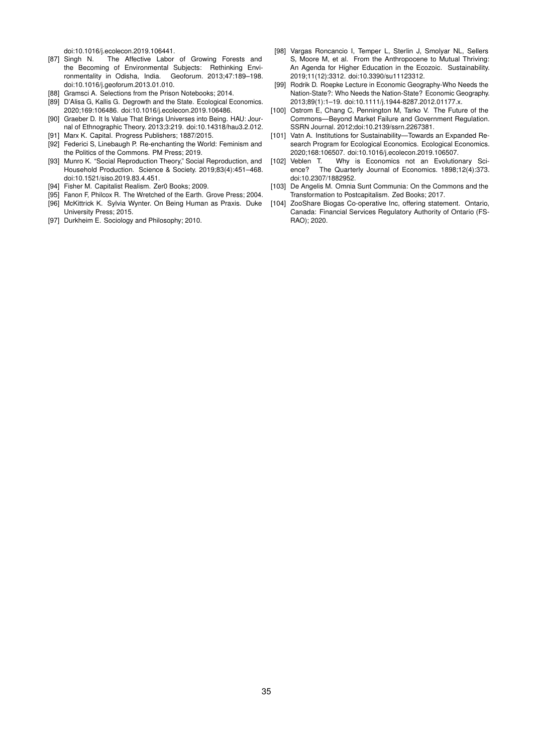doi:10.1016/j.ecolecon.2019.106441.

[87] Singh N. The Affective Labor of Growing Forests and the Becoming of Environmental Subjects: Rethinking Environmentality in Odisha, India. Geoforum. 2013;47:189–198. doi:10.1016/j.geoforum.2013.01.010.

[88] Gramsci A. Selections from the Prison Notebooks; 2014.

[89] D'Alisa G, Kallis G. Degrowth and the State. Ecological Economics. 2020;169:106486. doi:10.1016/j.ecolecon.2019.106486.

[90] Graeber D. It Is Value That Brings Universes into Being. HAU: Journal of Ethnographic Theory. 2013;3:219. doi:10.14318/hau3.2.012.

[91] Marx K. Capital. Progress Publishers; 1887/2015.

[92] Federici S, Linebaugh P. Re-enchanting the World: Feminism and the Politics of the Commons. PM Press; 2019.

[93] Munro K. "Social Reproduction Theory," Social Reproduction, and Household Production. Science & Society. 2019;83(4):451–468. doi:10.1521/siso.2019.83.4.451.

[94] Fisher M. Capitalist Realism. Zer0 Books; 2009.

[95] Fanon F, Philcox R. The Wretched of the Earth. Grove Press; 2004.

[96] McKittrick K. Sylvia Wynter. On Being Human as Praxis. Duke University Press; 2015.

[97] Durkheim E. Sociology and Philosophy; 2010.

[98] Vargas Roncancio I, Temper L, Sterlin J, Smolyar NL, Sellers S, Moore M, et al. From the Anthropocene to Mutual Thriving: An Agenda for Higher Education in the Ecozoic. Sustainability. 2019;11(12):3312. doi:10.3390/su11123312.

[99] Rodrik D. Roepke Lecture in Economic Geography-Who Needs the Nation-State?: Who Needs the Nation-State? Economic Geography. 2013;89(1):1–19. doi:10.1111/j.1944-8287.2012.01177.x.

[100] Ostrom E, Chang C, Pennington M, Tarko V. The Future of the Commons—Beyond Market Failure and Government Regulation. SSRN Journal. 2012;doi:10.2139/ssrn.2267381.

[101] Vatn A. Institutions for Sustainability—Towards an Expanded Research Program for Ecological Economics. Ecological Economics. 2020;168:106507. doi:10.1016/j.ecolecon.2019.106507.

[102] Veblen T. Why is Economics not an Evolutionary Science? The Quarterly Journal of Economics. 1898;12(4):373. doi:10.2307/1882952.

[103] De Angelis M. Omnia Sunt Communia: On the Commons and the Transformation to Postcapitalism. Zed Books; 2017.

[104] ZooShare Biogas Co-operative Inc, offering statement. Ontario, Canada: Financial Services Regulatory Authority of Ontario (FSRAO); 2020.